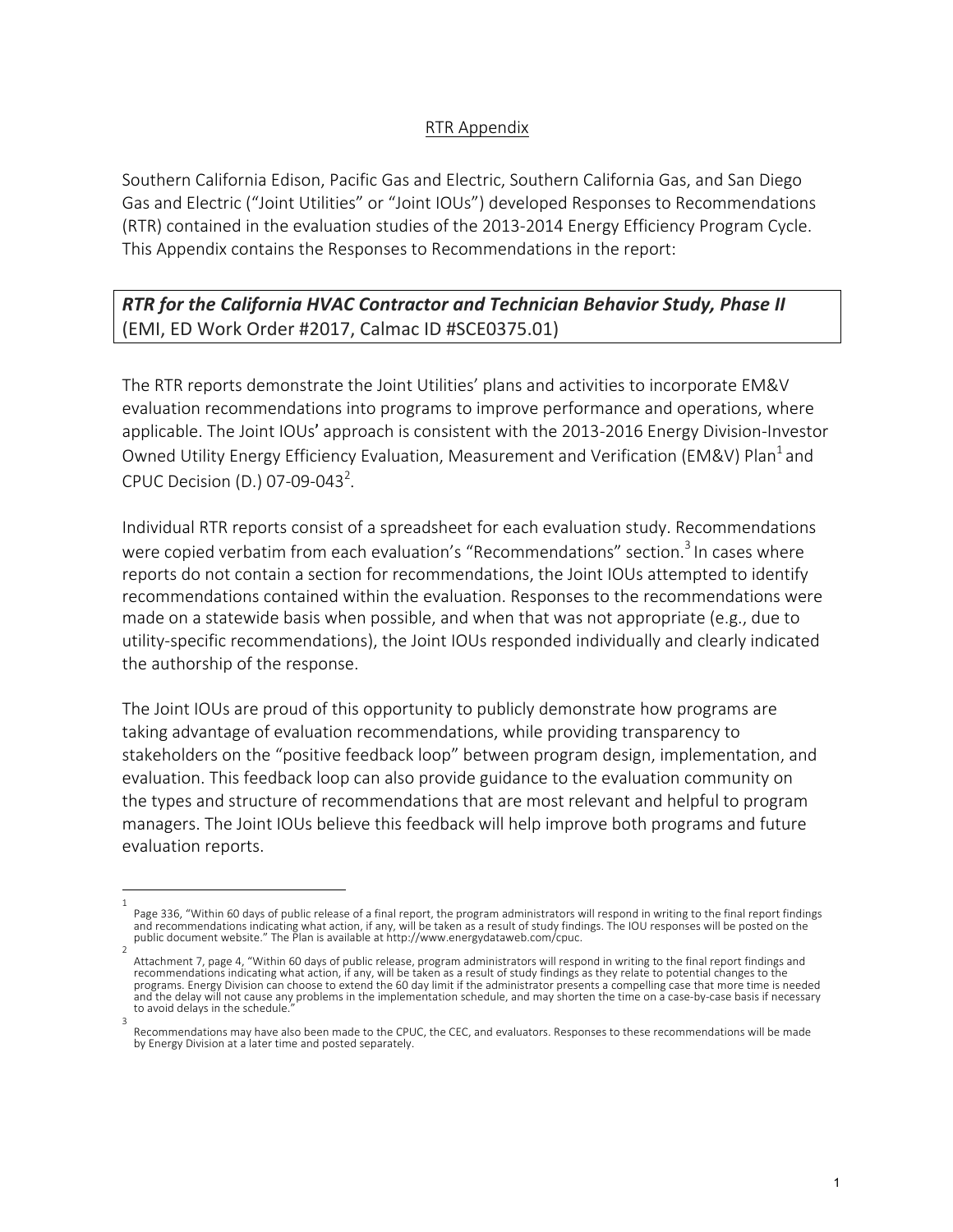## RTR Appendix

Southern California Edison, Pacific Gas and Electric, Southern California Gas, and San Diego Gas and Electric ("Joint Utilities" or "Joint IOUs") developed Responses to Recommendations (RTR) contained in the evaluation studies of the 2013-2014 Energy Efficiency Program Cycle. This Appendix contains the Responses to Recommendations in the report:

***RTR for the California HVAC Contractor and Technician Behavior Study, Phase II*** (EMI, ED Work Order #2017, Calmac ID #SCE0375.01)

The RTR reports demonstrate the Joint Utilities' plans and activities to incorporate EM&V evaluation recommendations into programs to improve performance and operations, where applicable. The Joint IOUs' approach is consistent with the 2013-2016 Energy Division-Investor Owned Utility Energy Efficiency Evaluation, Measurement and Verification (EM&V) Plan[1] and CPUC Decision (D.) 07-09-043[2].

Individual RTR reports consist of a spreadsheet for each evaluation study. Recommendations were copied verbatim from each evaluation's "Recommendations" section.[3] In cases where reports do not contain a section for recommendations, the Joint IOUs attempted to identify recommendations contained within the evaluation. Responses to the recommendations were made on a statewide basis when possible, and when that was not appropriate (e.g., due to utility-specific recommendations), the Joint IOUs responded individually and clearly indicated the authorship of the response.

The Joint IOUs are proud of this opportunity to publicly demonstrate how programs are taking advantage of evaluation recommendations, while providing transparency to stakeholders on the "positive feedback loop" between program design, implementation, and evaluation. This feedback loop can also provide guidance to the evaluation community on the types and structure of recommendations that are most relevant and helpful to program managers. The Joint IOUs believe this feedback will help improve both programs and future evaluation reports.

---

[1] Page 336, "Within 60 days of public release of a final report, the program administrators will respond in writing to the final report findings and recommendations indicating what action, if any, will be taken as a result of study findings. The IOU responses will be posted on the public document website." The Plan is available at http://www.energydataweb.com/cpuc.

[2] Attachment 7, page 4, "Within 60 days of public release, program administrators will respond in writing to the final report findings and recommendations indicating what action, if any, will be taken as a result of study findings as they relate to potential changes to the programs. Energy Division can choose to extend the 60 day limit if the administrator presents a compelling case that more time is needed and the delay will not cause any problems in the implementation schedule, and may shorten the time on a case-by-case basis if necessary to avoid delays in the schedule."

[3] Recommendations may have also been made to the CPUC, the CEC, and evaluators. Responses to these recommendations will be made by Energy Division at a later time and posted separately.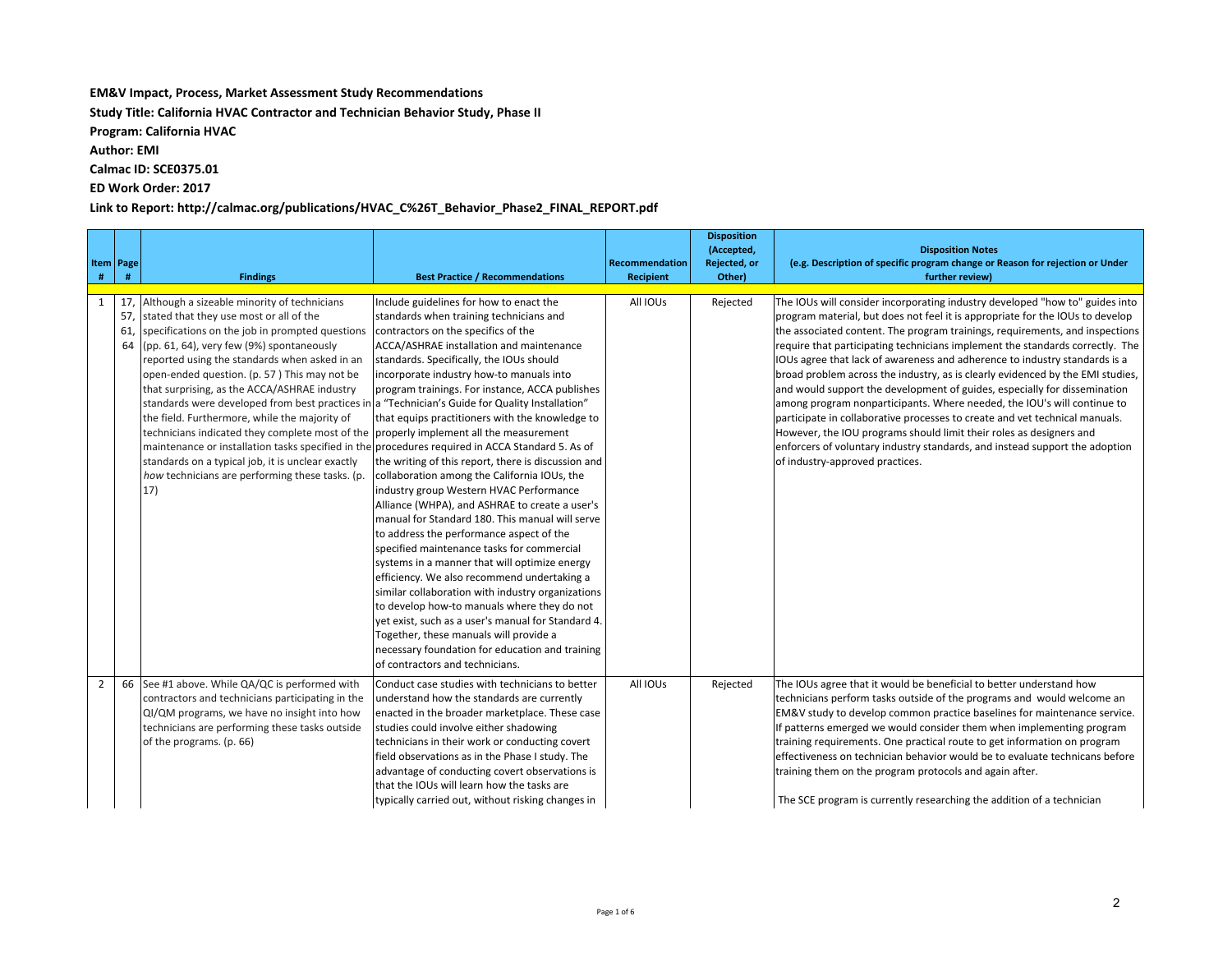**EM&V Impact, Process, Market Assessment Study Recommendations**

**Study Title: California HVAC Contractor and Technician Behavior Study, Phase II**

**Program: California HVAC**

**Author: EMI**

**Calmac ID: SCE0375.01**

**ED Work Order: 2017**

**Link to Report: http://calmac.org/publications/HVAC_C%26T_Behavior_Phase2_FINAL_REPORT.pdf**

| Item # | Page # | Findings | Best Practice / Recommendations | Recommendation Recipient | Disposition (Accepted, Rejected, or Other) | Disposition Notes (e.g. Description of specific program change or Reason for rejection or Under further review) |
|---|---|---|---|---|---|---|
| 1 | 17, 57, 61, 64 | Although a sizeable minority of technicians stated that they use most or all of the specifications on the job in prompted questions (pp. 61, 64), very few (9%) spontaneously reported using the standards when asked in an open-ended question. (p. 57 ) This may not be that surprising, as the ACCA/ASHRAE industry standards were developed from best practices in the field. Furthermore, while the majority of technicians indicated they complete most of the maintenance or installation tasks specified in the standards on a typical job, it is unclear exactly *how* technicians are performing these tasks. (p. 17) | Include guidelines for how to enact the standards when training technicians and contractors on the specifics of the ACCA/ASHRAE installation and maintenance standards. Specifically, the IOUs should incorporate industry how-to manuals into program trainings. For instance, ACCA publishes a "Technician's Guide for Quality Installation" that equips practitioners with the knowledge to properly implement all the measurement procedures required in ACCA Standard 5. As of the writing of this report, there is discussion and collaboration among the California IOUs, the industry group Western HVAC Performance Alliance (WHPA), and ASHRAE to create a user's manual for Standard 180. This manual will serve to address the performance aspect of the specified maintenance tasks for commercial systems in a manner that will optimize energy efficiency. We also recommend undertaking a similar collaboration with industry organizations to develop how-to manuals where they do not yet exist, such as a user's manual for Standard 4. Together, these manuals will provide a necessary foundation for education and training of contractors and technicians. | All IOUs | Rejected | The IOUs will consider incorporating industry developed "how to" guides into program material, but does not feel it is appropriate for the IOUs to develop the associated content. The program trainings, requirements, and inspections require that participating technicians implement the standards correctly. The IOUs agree that lack of awareness and adherence to industry standards is a broad problem across the industry, as is clearly evidenced by the EMI studies, and would support the development of guides, especially for dissemination among program nonparticipants. Where needed, the IOU's will continue to participate in collaborative processes to create and vet technical manuals. However, the IOU programs should limit their roles as designers and enforcers of voluntary industry standards, and instead support the adoption of industry-approved practices. |
| 2 | 66 | See #1 above. While QA/QC is performed with contractors and technicians participating in the QI/QM programs, we have no insight into how technicians are performing these tasks outside of the programs. (p. 66) | Conduct case studies with technicians to better understand how the standards are currently enacted in the broader marketplace. These case studies could involve either shadowing technicians in their work or conducting covert field observations as in the Phase I study. The advantage of conducting covert observations is that the IOUs will learn how the tasks are typically carried out, without risking changes in | All IOUs | Rejected | The IOUs agree that it would be beneficial to better understand how technicians perform tasks outside of the programs and would welcome an EM&V study to develop common practice baselines for maintenance service. If patterns emerged we would consider them when implementing program training requirements. One practical route to get information on program effectiveness on technician behavior would be to evaluate technicans before training them on the program protocols and again after.<br><br>The SCE program is currently researching the addition of a technician |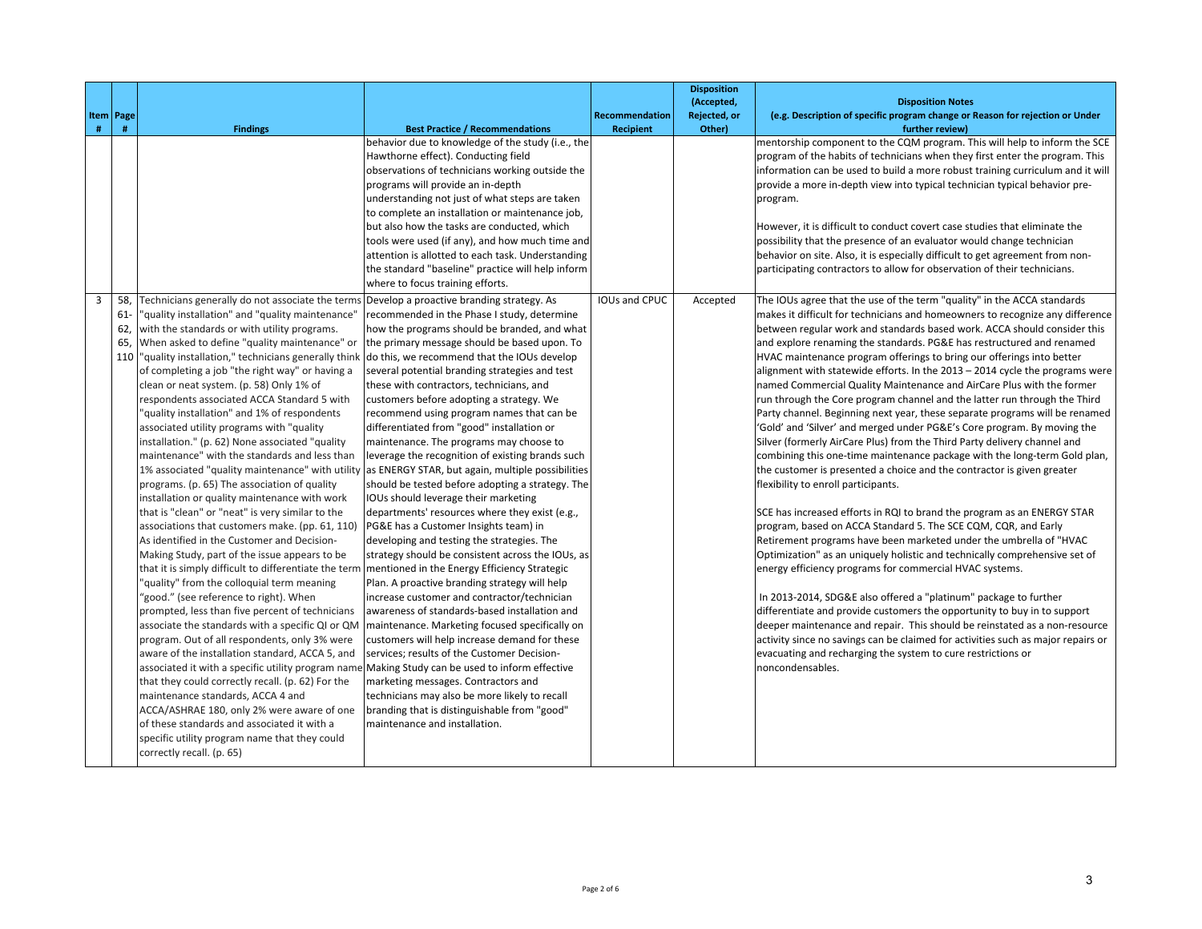| Item # | Page # | Findings | Best Practice / Recommendations | Recommendation Recipient | Disposition (Accepted, Rejected, or Other) | Disposition Notes (e.g. Description of specific program change or Reason for rejection or Under further review) |
|---|---|---|---|---|---|---|
| | | | behavior due to knowledge of the study (i.e., the Hawthorne effect). Conducting field observations of technicians working outside the programs will provide an in-depth understanding not just of what steps are taken to complete an installation or maintenance job, but also how the tasks are conducted, which tools were used (if any), and how much time and attention is allotted to each task. Understanding the standard "baseline" practice will help inform where to focus training efforts. | | | mentorship component to the CQM program. This will help to inform the SCE program of the habits of technicians when they first enter the program. This information can be used to build a more robust training curriculum and it will provide a more in-depth view into typical technician typical behavior pre-program.<br><br>However, it is difficult to conduct covert case studies that eliminate the possibility that the presence of an evaluator would change technician behavior on site. Also, it is especially difficult to get agreement from non-participating contractors to allow for observation of their technicians. |
| 3 | 58, 61-62, 65, 110 | Technicians generally do not associate the terms "quality installation" and "quality maintenance" with the standards or with utility programs. When asked to define "quality maintenance" or "quality installation," technicians generally think of completing a job "the right way" or having a clean or neat system. (p. 58) Only 1% of respondents associated ACCA Standard 5 with "quality installation" and 1% of respondents associated utility programs with "quality installation." (p. 62) None associated "quality maintenance" with the standards and less than 1% associated "quality maintenance" with utility programs. (p. 65) The association of quality installation or quality maintenance with work that is "clean" or "neat" is very similar to the associations that customers make. (pp. 61, 110) As identified in the Customer and Decision-Making Study, part of the issue appears to be that it is simply difficult to differentiate the term "quality" from the colloquial term meaning "good." (see reference to right). When prompted, less than five percent of technicians associate the standards with a specific QI or QM program. Out of all respondents, only 3% were aware of the installation standard, ACCA 5, and associated it with a specific utility program name that they could correctly recall. (p. 62) For the maintenance standards, ACCA 4 and ACCA/ASHRAE 180, only 2% were aware of one of these standards and associated it with a specific utility program name that they could correctly recall. (p. 65) | Develop a proactive branding strategy. As recommended in the Phase I study, determine how the programs should be branded, and what the primary message should be based upon. To do this, we recommend that the IOUs develop several potential branding strategies and test these with contractors, technicians, and customers before adopting a strategy. We recommend using program names that can be differentiated from "good" installation or maintenance. The programs may choose to leverage the recognition of existing brands such as ENERGY STAR, but again, multiple possibilities should be tested before adopting a strategy. The IOUs should leverage their marketing departments' resources where they exist (e.g., PG&E has a Customer Insights team) in developing and testing the strategies. The strategy should be consistent across the IOUs, as mentioned in the Energy Efficiency Strategic Plan. A proactive branding strategy will help increase customer and contractor/technician awareness of standards-based installation and maintenance. Marketing focused specifically on customers will help increase demand for these services; results of the Customer Decision-Making Study can be used to inform effective marketing messages. Contractors and technicians may also be more likely to recall branding that is distinguishable from "good" maintenance and installation. | IOUs and CPUC | Accepted | The IOUs agree that the use of the term "quality" in the ACCA standards makes it difficult for technicians and homeowners to recognize any difference between regular work and standards based work. ACCA should consider this and explore renaming the standards. PG&E has restructured and renamed HVAC maintenance program offerings to bring our offerings into better alignment with statewide efforts. In the 2013 – 2014 cycle the programs were named Commercial Quality Maintenance and AirCare Plus with the former run through the Core program channel and the latter run through the Third Party channel. Beginning next year, these separate programs will be renamed 'Gold' and 'Silver' and merged under PG&E's Core program. By moving the Silver (formerly AirCare Plus) from the Third Party delivery channel and combining this one-time maintenance package with the long-term Gold plan, the customer is presented a choice and the contractor is given greater flexibility to enroll participants.<br><br>SCE has increased efforts in RQI to brand the program as an ENERGY STAR program, based on ACCA Standard 5. The SCE CQM, CQR, and Early Retirement programs have been marketed under the umbrella of "HVAC Optimization" as an uniquely holistic and technically comprehensive set of energy efficiency programs for commercial HVAC systems.<br><br>In 2013-2014, SDG&E also offered a "platinum" package to further differentiate and provide customers the opportunity to buy in to support deeper maintenance and repair. This should be reinstated as a non-resource activity since no savings can be claimed for activities such as major repairs or evacuating and recharging the system to cure restrictions or noncondensables. |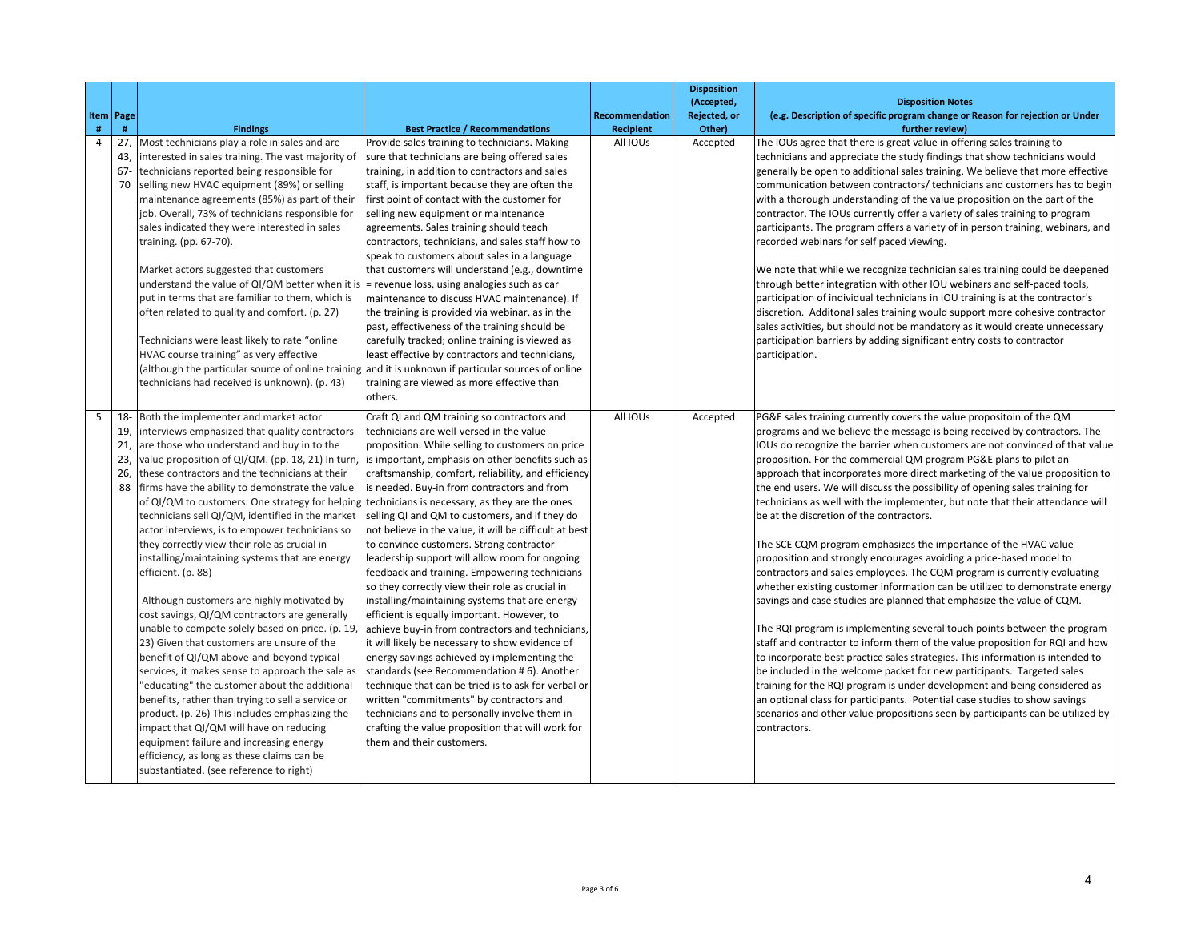| Item # | Page # | Findings | Best Practice / Recommendations | Recommendation Recipient | Disposition (Accepted, Rejected, or Other) | Disposition Notes (e.g. Description of specific program change or Reason for rejection or Under further review) |
|---|---|---|---|---|---|---|
| 4 | 27, 43, 67-70 | Most technicians play a role in sales and are interested in sales training. The vast majority of technicians reported being responsible for selling new HVAC equipment (89%) or selling maintenance agreements (85%) as part of their job. Overall, 73% of technicians responsible for sales indicated they were interested in sales training. (pp. 67-70).<br><br>Market actors suggested that customers understand the value of QI/QM better when it is put in terms that are familiar to them, which is often related to quality and comfort. (p. 27)<br><br>Technicians were least likely to rate "online HVAC course training" as very effective (although the particular source of online training technicians had received is unknown). (p. 43) | Provide sales training to technicians. Making sure that technicians are being offered sales training, in addition to contractors and sales staff, is important because they are often the first point of contact with the customer for selling new equipment or maintenance agreements. Sales training should teach contractors, technicians, and sales staff how to speak to customers about sales in a language that customers will understand (e.g., downtime = revenue loss, using analogies such as car maintenance to discuss HVAC maintenance). If the training is provided via webinar, as in the past, effectiveness of the training should be carefully tracked; online training is viewed as least effective by contractors and technicians, and it is unknown if particular sources of online training are viewed as more effective than others. | All IOUs | Accepted | The IOUs agree that there is great value in offering sales training to technicians and appreciate the study findings that show technicians would generally be open to additional sales training. We believe that more effective communication between contractors/ technicians and customers has to begin with a thorough understanding of the value proposition on the part of the contractor. The IOUs currently offer a variety of sales training to program participants. The program offers a variety of in person training, webinars, and recorded webinars for self paced viewing.<br><br>We note that while we recognize technician sales training could be deepened through better integration with other IOU webinars and self-paced tools, participation of individual technicians in IOU training is at the contractor's discretion. Additonal sales training would support more cohesive contractor sales activities, but should not be mandatory as it would create unnecessary participation barriers by adding significant entry costs to contractor participation. |
| 5 | 18-19, 21, 23, 26, 88 | Both the implementer and market actor interviews emphasized that quality contractors are those who understand and buy in to the value proposition of QI/QM. (pp. 18, 21) In turn, these contractors and the technicians at their firms have the ability to demonstrate the value of QI/QM to customers. One strategy for helping technicians sell QI/QM, identified in the market actor interviews, is to empower technicians so they correctly view their role as crucial in installing/maintaining systems that are energy efficient. (p. 88)<br><br>Although customers are highly motivated by cost savings, QI/QM contractors are generally unable to compete solely based on price. (p. 19, 23) Given that customers are unsure of the benefit of QI/QM above-and-beyond typical services, it makes sense to approach the sale as "educating" the customer about the additional benefits, rather than trying to sell a service or product. (p. 26) This includes emphasizing the impact that QI/QM will have on reducing equipment failure and increasing energy efficiency, as long as these claims can be substantiated. (see reference to right) | Craft QI and QM training so contractors and technicians are well-versed in the value proposition. While selling to customers on price is important, emphasis on other benefits such as craftsmanship, comfort, reliability, and efficiency is needed. Buy-in from contractors and from technicians is necessary, as they are the ones selling QI and QM to customers, and if they do not believe in the value, it will be difficult at best to convince customers. Strong contractor leadership support will allow room for ongoing feedback and training. Empowering technicians so they correctly view their role as crucial in installing/maintaining systems that are energy efficient is equally important. However, to achieve buy-in from contractors and technicians, it will likely be necessary to show evidence of energy savings achieved by implementing the standards (see Recommendation # 6). Another technique that can be tried is to ask for verbal or written "commitments" by contractors and technicians and to personally involve them in crafting the value proposition that will work for them and their customers. | All IOUs | Accepted | PG&E sales training currently covers the value propositoin of the QM programs and we believe the message is being received by contractors. The IOUs do recognize the barrier when customers are not convinced of that value proposition. For the commercial QM program PG&E plans to pilot an approach that incorporates more direct marketing of the value proposition to the end users. We will discuss the possibility of opening sales training for technicians as well with the implementer, but note that their attendance will be at the discretion of the contractors.<br><br>The SCE CQM program emphasizes the importance of the HVAC value proposition and strongly encourages avoiding a price-based model to contractors and sales employees. The CQM program is currently evaluating whether existing customer information can be utilized to demonstrate energy savings and case studies are planned that emphasize the value of CQM.<br><br>The RQI program is implementing several touch points between the program staff and contractor to inform them of the value proposition for RQI and how to incorporate best practice sales strategies. This information is intended to be included in the welcome packet for new participants. Targeted sales training for the RQI program is under development and being considered as an optional class for participants. Potential case studies to show savings scenarios and other value propositions seen by participants can be utilized by contractors. |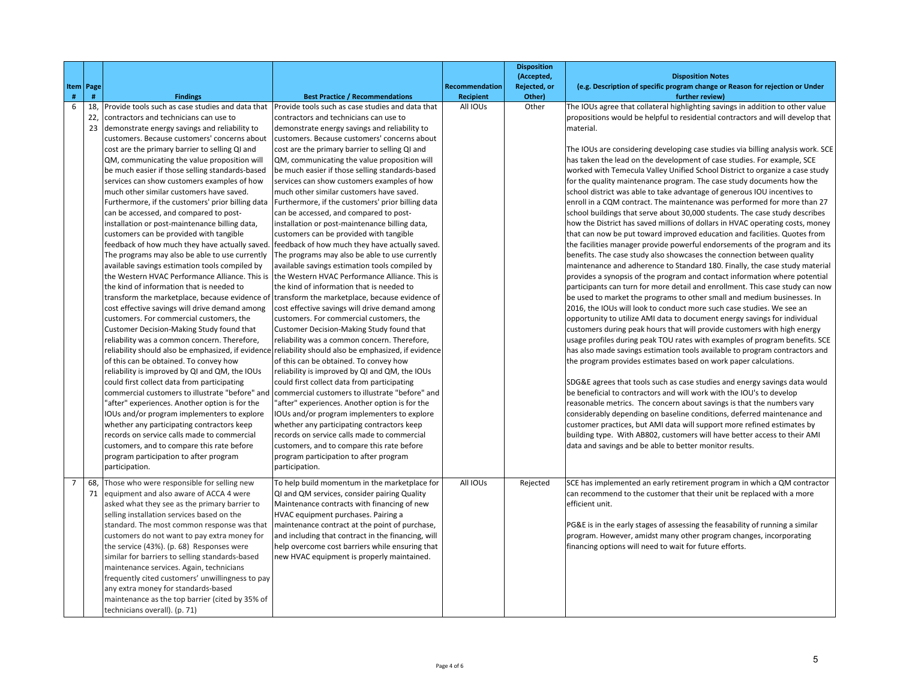| Item # | Page # | Findings | Best Practice / Recommendations | Recommendation Recipient | Disposition (Accepted, Rejected, or Other) | Disposition Notes (e.g. Description of specific program change or Reason for rejection or Under further review) |
|---|---|---|---|---|---|---|
| 6 | 18, 22, 23 | Provide tools such as case studies and data that contractors and technicians can use to demonstrate energy savings and reliability to customers. Because customers' concerns about cost are the primary barrier to selling QI and QM, communicating the value proposition will be much easier if those selling standards-based services can show customers examples of how much other similar customers have saved. Furthermore, if the customers' prior billing data can be accessed, and compared to post-installation or post-maintenance billing data, customers can be provided with tangible feedback of how much they have actually saved. The programs may also be able to use currently available savings estimation tools compiled by the Western HVAC Performance Alliance. This is the kind of information that is needed to transform the marketplace, because evidence of cost effective savings will drive demand among customers. For commercial customers, the Customer Decision-Making Study found that reliability was a common concern. Therefore, reliability should also be emphasized, if evidence of this can be obtained. To convey how reliability is improved by QI and QM, the IOUs could first collect data from participating commercial customers to illustrate "before" and "after" experiences. Another option is for the IOUs and/or program implementers to explore whether any participating contractors keep records on service calls made to commercial customers, and to compare this rate before program participation to after program participation. | Provide tools such as case studies and data that contractors and technicians can use to demonstrate energy savings and reliability to customers. Because customers' concerns about cost are the primary barrier to selling QI and QM, communicating the value proposition will be much easier if those selling standards-based services can show customers examples of how much other similar customers have saved. Furthermore, if the customers' prior billing data can be accessed, and compared to post-installation or post-maintenance billing data, customers can be provided with tangible feedback of how much they have actually saved. The programs may also be able to use currently available savings estimation tools compiled by the Western HVAC Performance Alliance. This is the kind of information that is needed to transform the marketplace, because evidence of cost effective savings will drive demand among customers. For commercial customers, the Customer Decision-Making Study found that reliability was a common concern. Therefore, reliability should also be emphasized, if evidence of this can be obtained. To convey how reliability is improved by QI and QM, the IOUs could first collect data from participating commercial customers to illustrate "before" and "after" experiences. Another option is for the IOUs and/or program implementers to explore whether any participating contractors keep records on service calls made to commercial customers, and to compare this rate before program participation to after program participation. | All IOUs | Other | The IOUs agree that collateral highlighting savings in addition to other value propositions would be helpful to residential contractors and will develop that material.<br><br>The IOUs are considering developing case studies via billing analysis work. SCE has taken the lead on the development of case studies. For example, SCE worked with Temecula Valley Unified School District to organize a case study for the quality maintenance program. The case study documents how the school district was able to take advantage of generous IOU incentives to enroll in a CQM contract. The maintenance was performed for more than 27 school buildings that serve about 30,000 students. The case study describes how the District has saved millions of dollars in HVAC operating costs, money that can now be put toward improved education and facilities. Quotes from the facilities manager provide powerful endorsements of the program and its benefits. The case study also showcases the connection between quality maintenance and adherence to Standard 180. Finally, the case study material provides a synopsis of the program and contact information where potential participants can turn for more detail and enrollment. This case study can now be used to market the programs to other small and medium businesses. In 2016, the IOUs will look to conduct more such case studies. We see an opportunity to utilize AMI data to document energy savings for individual customers during peak hours that will provide customers with high energy usage profiles during peak TOU rates with examples of program benefits. SCE has also made savings estimation tools available to program contractors and the program provides estimates based on work paper calculations.<br><br>SDG&E agrees that tools such as case studies and energy savings data would be beneficial to contractors and will work with the IOU's to develop reasonable metrics. The concern about savings is that the numbers vary considerably depending on baseline conditions, deferred maintenance and customer practices, but AMI data will support more refined estimates by building type. With AB802, customers will have better access to their AMI data and savings and be able to better monitor results. |
| 7 | 68, 71 | Those who were responsible for selling new equipment and also aware of ACCA 4 were asked what they see as the primary barrier to selling installation services based on the standard. The most common response was that customers do not want to pay extra money for the service (43%). (p. 68) Responses were similar for barriers to selling standards-based maintenance services. Again, technicians frequently cited customers' unwillingness to pay any extra money for standards-based maintenance as the top barrier (cited by 35% of technicians overall). (p. 71) | To help build momentum in the marketplace for QI and QM services, consider pairing Quality Maintenance contracts with financing of new HVAC equipment purchases. Pairing a maintenance contract at the point of purchase, and including that contract in the financing, will help overcome cost barriers while ensuring that new HVAC equipment is properly maintained. | All IOUs | Rejected | SCE has implemented an early retirement program in which a QM contractor can recommend to the customer that their unit be replaced with a more efficient unit.<br><br>PG&E is in the early stages of assessing the feasability of running a similar program. However, amidst many other program changes, incorporating financing options will need to wait for future efforts. |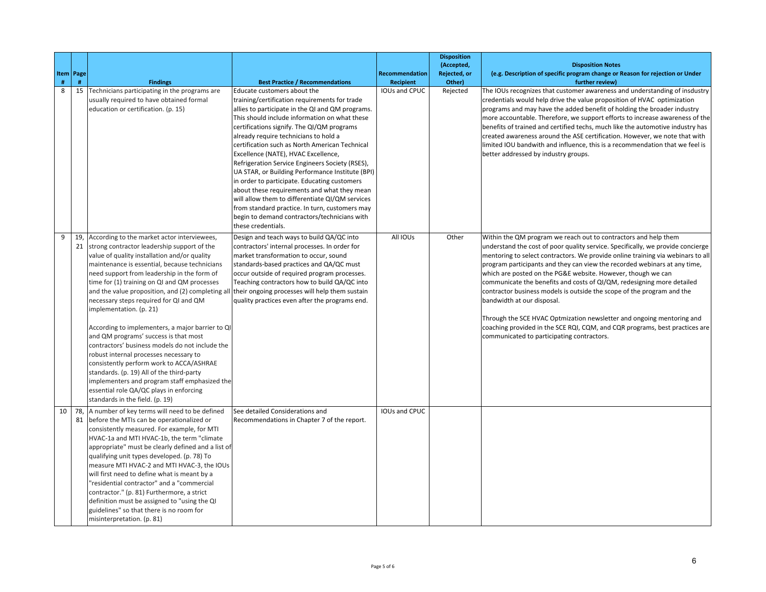| Item # | Page # | Findings | Best Practice / Recommendations | Recommendation Recipient | Disposition (Accepted, Rejected, or Other) | Disposition Notes (e.g. Description of specific program change or Reason for rejection or Under further review) |
|---|---|---|---|---|---|---|
| 8 | 15 | Technicians participating in the programs are usually required to have obtained formal education or certification. (p. 15) | Educate customers about the training/certification requirements for trade allies to participate in the QI and QM programs. This should include information on what these certifications signify. The QI/QM programs already require technicians to hold a certification such as North American Technical Excellence (NATE), HVAC Excellence, Refrigeration Service Engineers Society (RSES), UA STAR, or Building Performance Institute (BPI) in order to participate. Educating customers about these requirements and what they mean will allow them to differentiate QI/QM services from standard practice. In turn, customers may begin to demand contractors/technicians with these credentials. | IOUs and CPUC | Rejected | The IOUs recognizes that customer awareness and understanding of insdustry credentials would help drive the value proposition of HVAC optimization programs and may have the added benefit of holding the broader industry more accountable. Therefore, we support efforts to increase awareness of the benefits of trained and certified techs, much like the automotive industry has created awareness around the ASE certification. However, we note that with limited IOU bandwith and influence, this is a recommendation that we feel is better addressed by industry groups. |
| 9 | 19, 21 | According to the market actor interviewees, strong contractor leadership support of the value of quality installation and/or quality maintenance is essential, because technicians need support from leadership in the form of time for (1) training on QI and QM processes and the value proposition, and (2) completing all necessary steps required for QI and QM implementation. (p. 21)<br><br>According to implementers, a major barrier to QI and QM programs' success is that most contractors' business models do not include the robust internal processes necessary to consistently perform work to ACCA/ASHRAE standards. (p. 19) All of the third-party implementers and program staff emphasized the essential role QA/QC plays in enforcing standards in the field. (p. 19) | Design and teach ways to build QA/QC into contractors' internal processes. In order for market transformation to occur, sound standards-based practices and QA/QC must occur outside of required program processes. Teaching contractors how to build QA/QC into their ongoing processes will help them sustain quality practices even after the programs end. | All IOUs | Other | Within the QM program we reach out to contractors and help them understand the cost of poor quality service. Specifically, we provide concierge mentoring to select contractors. We provide online training via webinars to all program participants and they can view the recorded webinars at any time, which are posted on the PG&E website. However, though we can communicate the benefits and costs of QI/QM, redesigning more detailed contractor business models is outside the scope of the program and the bandwidth at our disposal.<br><br>Through the SCE HVAC Optmization newsletter and ongoing mentoring and coaching provided in the SCE RQI, CQM, and CQR programs, best practices are communicated to participating contractors. |
| 10 | 78, 81 | A number of key terms will need to be defined before the MTIs can be operationalized or consistently measured. For example, for MTI HVAC-1a and MTI HVAC-1b, the term "climate appropriate" must be clearly defined and a list of qualifying unit types developed. (p. 78) To measure MTI HVAC-2 and MTI HVAC-3, the IOUs will first need to define what is meant by a "residential contractor" and a "commercial contractor." (p. 81) Furthermore, a strict definition must be assigned to "using the QI guidelines" so that there is no room for misinterpretation. (p. 81) | See detailed Considerations and Recommendations in Chapter 7 of the report. | IOUs and CPUC | | |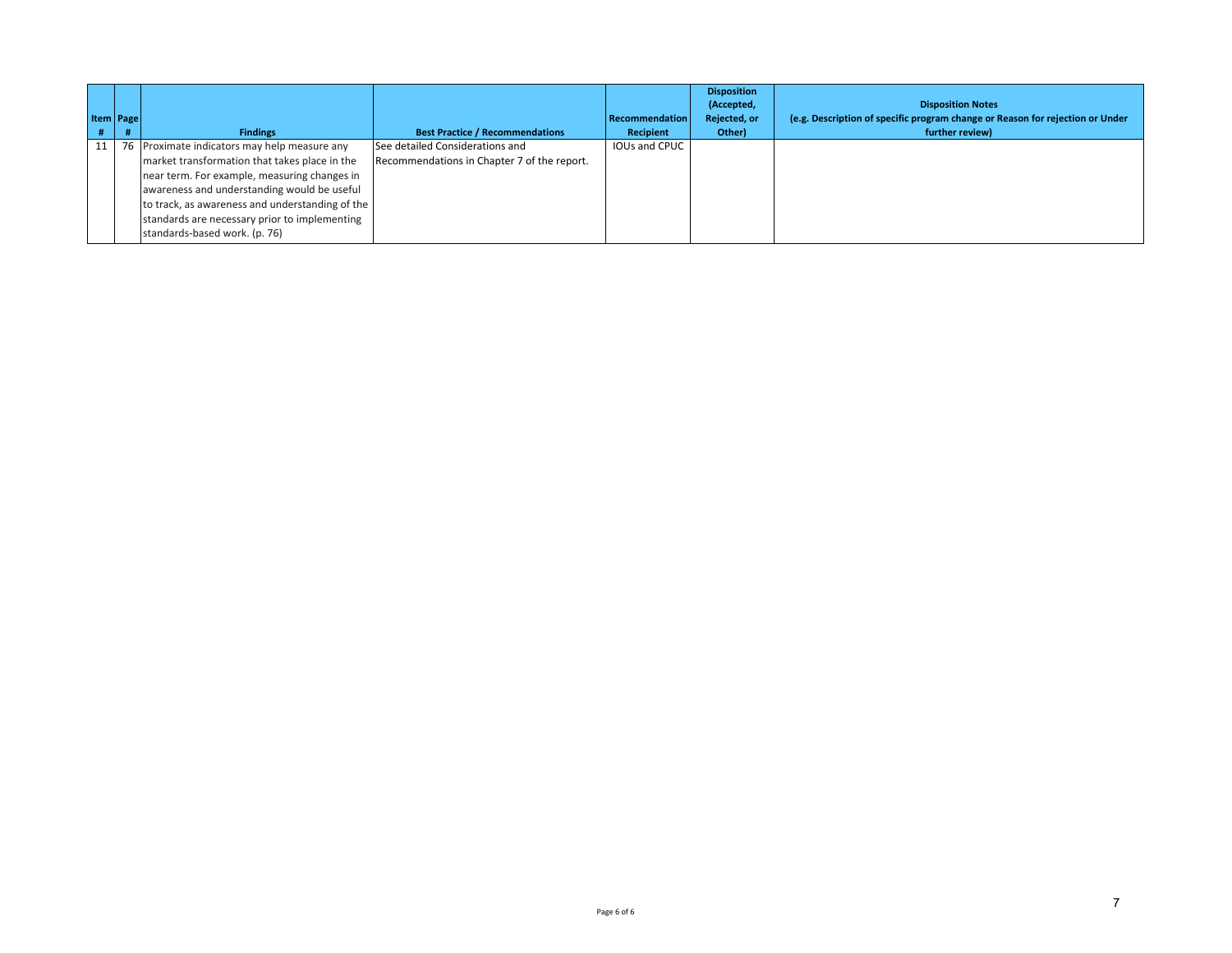| Item # | Page # | Findings | Best Practice / Recommendations | Recommendation Recipient | Disposition (Accepted, Rejected, or Other) | Disposition Notes (e.g. Description of specific program change or Reason for rejection or Under further review) |
|---|---|---|---|---|---|---|
| 11 | 76 | Proximate indicators may help measure any market transformation that takes place in the near term. For example, measuring changes in awareness and understanding would be useful to track, as awareness and understanding of the standards are necessary prior to implementing standards-based work. (p. 76) | See detailed Considerations and Recommendations in Chapter 7 of the report. | IOUs and CPUC | | |